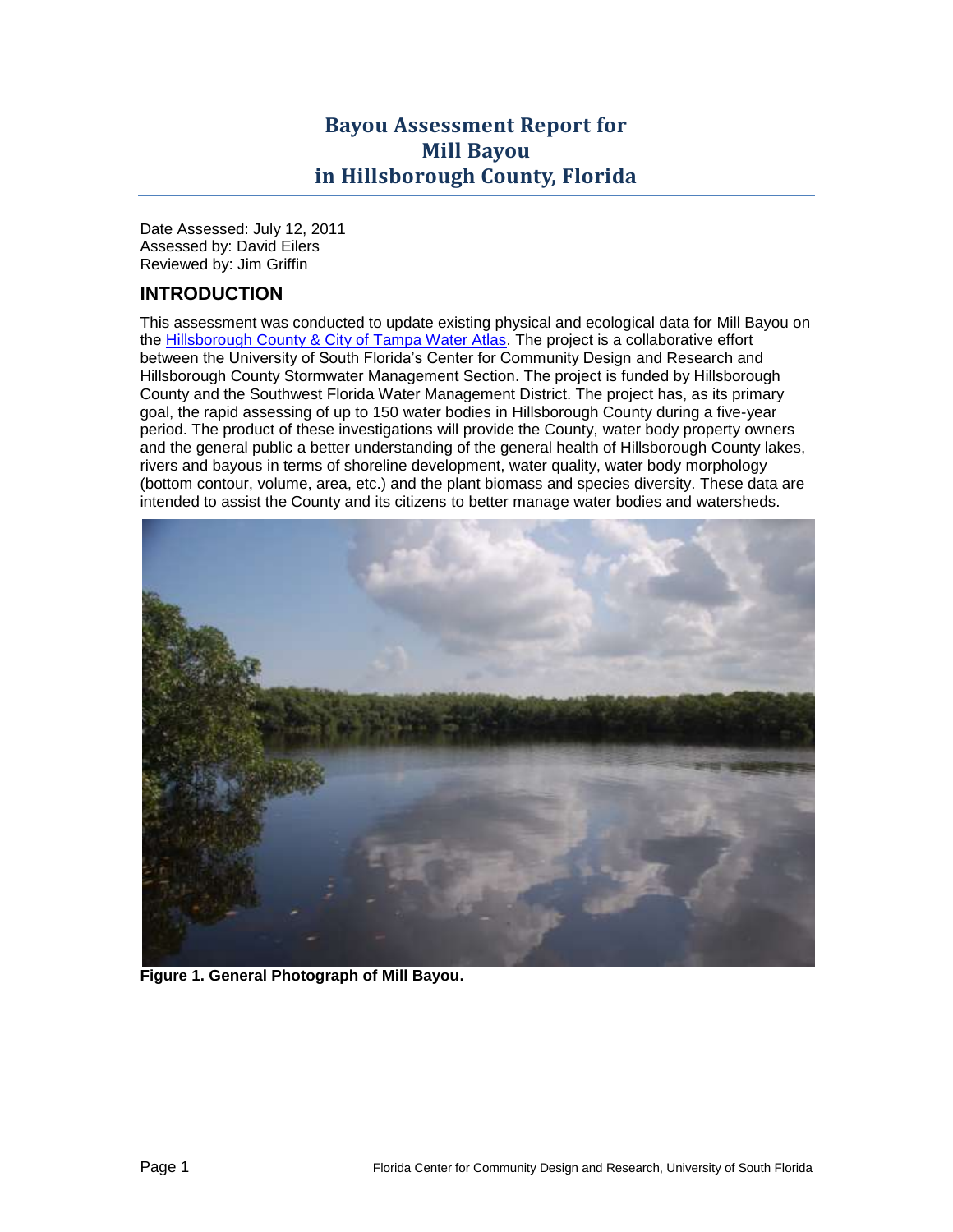# Bayou Assessment Report for Mill Bayou in Hillsborough County, Florida

Date Assessed: July 12, 2011
Assessed by: David Eilers
Reviewed by: Jim Griffin

## INTRODUCTION

This assessment was conducted to update existing physical and ecological data for Mill Bayou on the Hillsborough County & City of Tampa Water Atlas. The project is a collaborative effort between the University of South Florida's Center for Community Design and Research and Hillsborough County Stormwater Management Section. The project is funded by Hillsborough County and the Southwest Florida Water Management District. The project has, as its primary goal, the rapid assessing of up to 150 water bodies in Hillsborough County during a five-year period. The product of these investigations will provide the County, water body property owners and the general public a better understanding of the general health of Hillsborough County lakes, rivers and bayous in terms of shoreline development, water quality, water body morphology (bottom contour, volume, area, etc.) and the plant biomass and species diversity. These data are intended to assist the County and its citizens to better manage water bodies and watersheds.

**Figure 1. General Photograph of Mill Bayou.**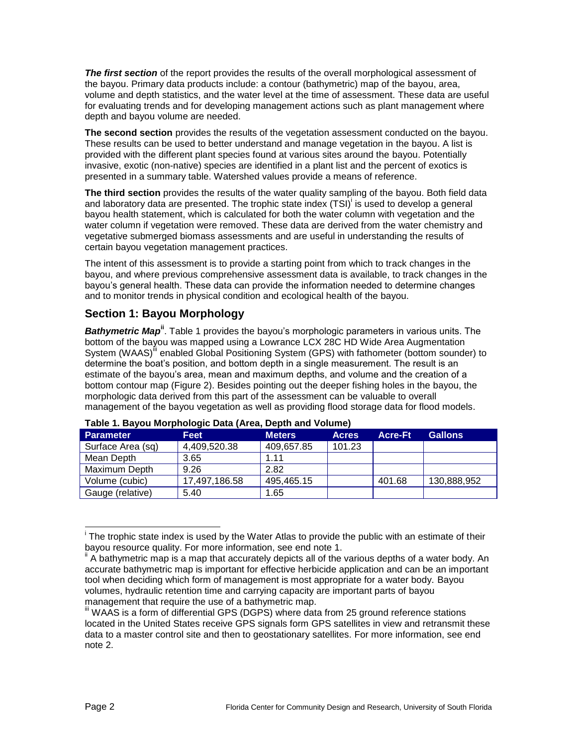***The first section*** of the report provides the results of the overall morphological assessment of the bayou. Primary data products include: a contour (bathymetric) map of the bayou, area, volume and depth statistics, and the water level at the time of assessment. These data are useful for evaluating trends and for developing management actions such as plant management where depth and bayou volume are needed.

**The second section** provides the results of the vegetation assessment conducted on the bayou. These results can be used to better understand and manage vegetation in the bayou. A list is provided with the different plant species found at various sites around the bayou. Potentially invasive, exotic (non-native) species are identified in a plant list and the percent of exotics is presented in a summary table. Watershed values provide a means of reference.

**The third section** provides the results of the water quality sampling of the bayou. Both field data and laboratory data are presented. The trophic state index (TSI)[i] is used to develop a general bayou health statement, which is calculated for both the water column with vegetation and the water column if vegetation were removed. These data are derived from the water chemistry and vegetative submerged biomass assessments and are useful in understanding the results of certain bayou vegetation management practices.

The intent of this assessment is to provide a starting point from which to track changes in the bayou, and where previous comprehensive assessment data is available, to track changes in the bayou's general health. These data can provide the information needed to determine changes and to monitor trends in physical condition and ecological health of the bayou.

## Section 1: Bayou Morphology

***Bathymetric Map***[ii]. Table 1 provides the bayou's morphologic parameters in various units. The bottom of the bayou was mapped using a Lowrance LCX 28C HD Wide Area Augmentation System (WAAS)[iii] enabled Global Positioning System (GPS) with fathometer (bottom sounder) to determine the boat's position, and bottom depth in a single measurement. The result is an estimate of the bayou's area, mean and maximum depths, and volume and the creation of a bottom contour map (Figure 2). Besides pointing out the deeper fishing holes in the bayou, the morphologic data derived from this part of the assessment can be valuable to overall management of the bayou vegetation as well as providing flood storage data for flood models.

**Table 1. Bayou Morphologic Data (Area, Depth and Volume)**

| Parameter | Feet | Meters | Acres | Acre-Ft | Gallons |
|---|---|---|---|---|---|
| Surface Area (sq) | 4,409,520.38 | 409,657.85 | 101.23 | | |
| Mean Depth | 3.65 | 1.11 | | | |
| Maximum Depth | 9.26 | 2.82 | | | |
| Volume (cubic) | 17,497,186.58 | 495,465.15 | | 401.68 | 130,888,952 |
| Gauge (relative) | 5.40 | 1.65 | | | |

---

[i] The trophic state index is used by the Water Atlas to provide the public with an estimate of their bayou resource quality. For more information, see end note 1.

[ii] A bathymetric map is a map that accurately depicts all of the various depths of a water body. An accurate bathymetric map is important for effective herbicide application and can be an important tool when deciding which form of management is most appropriate for a water body. Bayou volumes, hydraulic retention time and carrying capacity are important parts of bayou management that require the use of a bathymetric map.

[iii] WAAS is a form of differential GPS (DGPS) where data from 25 ground reference stations located in the United States receive GPS signals form GPS satellites in view and retransmit these data to a master control site and then to geostationary satellites. For more information, see end note 2.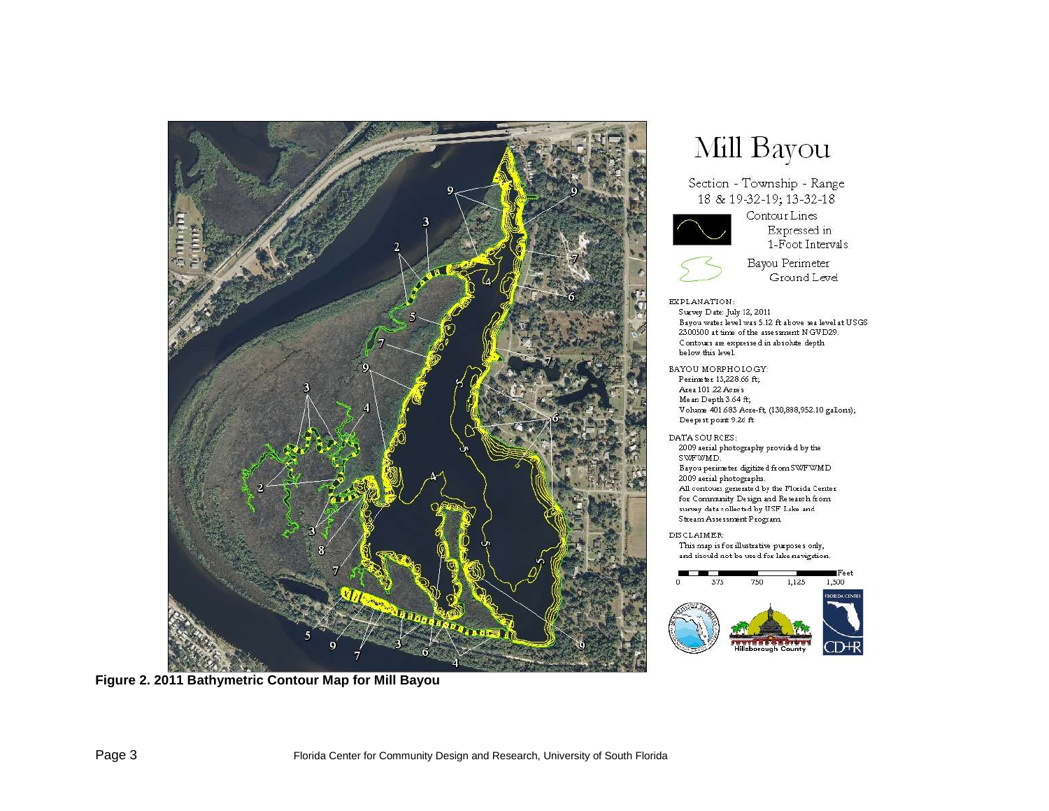# Mill Bayou

Section - Township - Range
18 & 19-32-19; 13-32-18

Contour Lines
Expressed in
1-Foot Intervals

Bayou Perimeter
Ground Level

EXPLANATION:
Survey Date: July 12, 2011
Bayou water level was 5.12 ft above sea level at USGS 2300500 at time of the assessment NGVD29.
Contours are expressed in absolute depth below this level.

BAYOU MORPHOLOGY:
Perimeter 13,228.66 ft;
Area 101.22 Acres
Mean Depth 3.64 ft;
Volume 401.683 Acre-ft; (130,888,952.10 gallons);
Deepest point 9.26 ft

DATA SOURCES:
2009 aerial photography provided by the SWFWMD.
Bayou perimeter digitized from SWFWMD 2009 aerial photographs.
All contours generated by the Florida Center for Community Design and Research from survey data collected by USF Lake and Stream Assessment Program.

DISCLAIMER:
This map is for illustrative purposes only, and should not be used for lake navigation.

Feet
0 375 750 1,125 1,500

**Figure 2. 2011 Bathymetric Contour Map for Mill Bayou**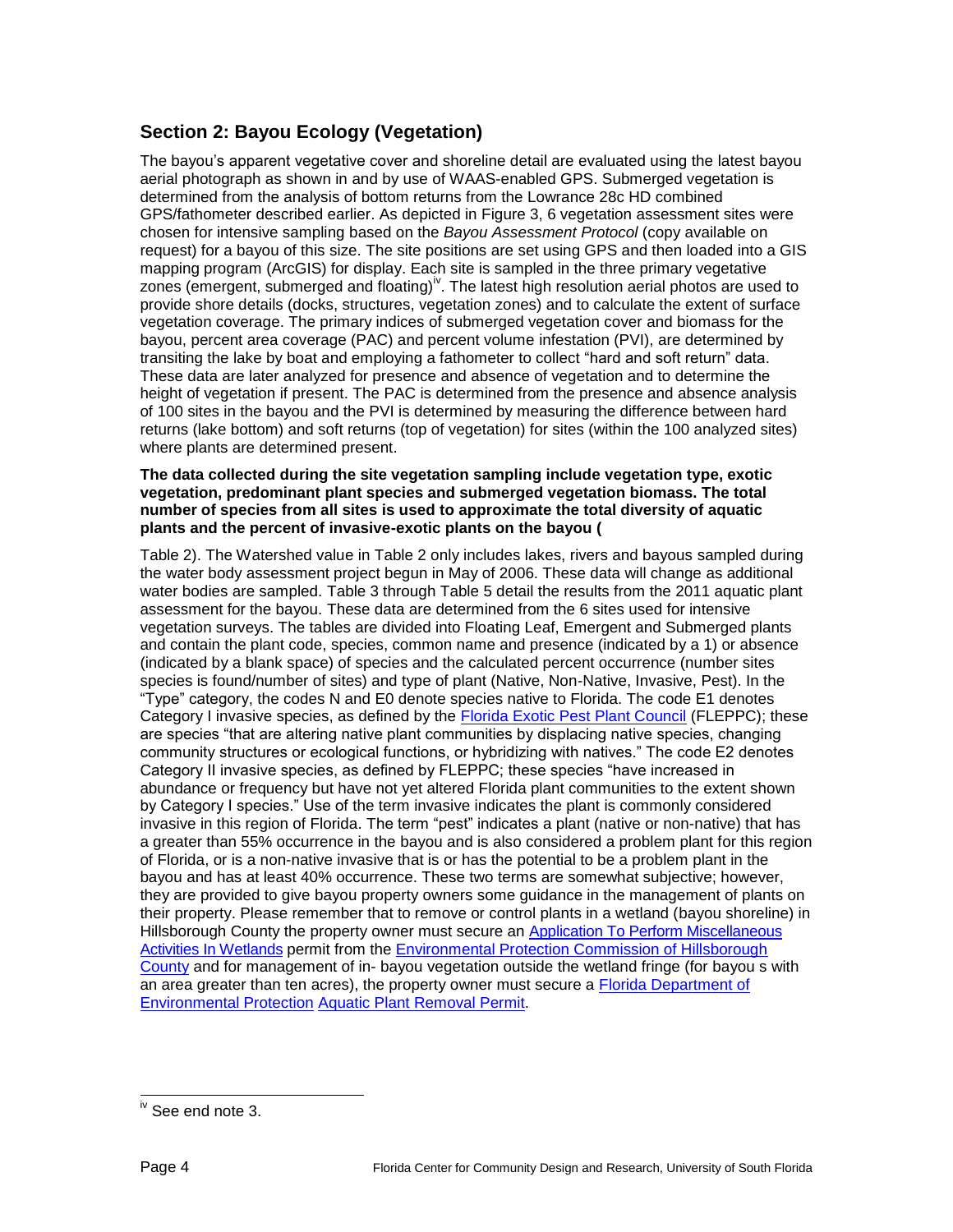## Section 2: Bayou Ecology (Vegetation)

The bayou's apparent vegetative cover and shoreline detail are evaluated using the latest bayou aerial photograph as shown in and by use of WAAS-enabled GPS. Submerged vegetation is determined from the analysis of bottom returns from the Lowrance 28c HD combined GPS/fathometer described earlier. As depicted in Figure 3, 6 vegetation assessment sites were chosen for intensive sampling based on the *Bayou Assessment Protocol* (copy available on request) for a bayou of this size. The site positions are set using GPS and then loaded into a GIS mapping program (ArcGIS) for display. Each site is sampled in the three primary vegetative zones (emergent, submerged and floating)[iv]. The latest high resolution aerial photos are used to provide shore details (docks, structures, vegetation zones) and to calculate the extent of surface vegetation coverage. The primary indices of submerged vegetation cover and biomass for the bayou, percent area coverage (PAC) and percent volume infestation (PVI), are determined by transiting the lake by boat and employing a fathometer to collect "hard and soft return" data. These data are later analyzed for presence and absence of vegetation and to determine the height of vegetation if present. The PAC is determined from the presence and absence analysis of 100 sites in the bayou and the PVI is determined by measuring the difference between hard returns (lake bottom) and soft returns (top of vegetation) for sites (within the 100 analyzed sites) where plants are determined present.

**The data collected during the site vegetation sampling include vegetation type, exotic vegetation, predominant plant species and submerged vegetation biomass. The total number of species from all sites is used to approximate the total diversity of aquatic plants and the percent of invasive-exotic plants on the bayou (**

Table 2). The Watershed value in Table 2 only includes lakes, rivers and bayous sampled during the water body assessment project begun in May of 2006. These data will change as additional water bodies are sampled. Table 3 through Table 5 detail the results from the 2011 aquatic plant assessment for the bayou. These data are determined from the 6 sites used for intensive vegetation surveys. The tables are divided into Floating Leaf, Emergent and Submerged plants and contain the plant code, species, common name and presence (indicated by a 1) or absence (indicated by a blank space) of species and the calculated percent occurrence (number sites species is found/number of sites) and type of plant (Native, Non-Native, Invasive, Pest). In the "Type" category, the codes N and E0 denote species native to Florida. The code E1 denotes Category I invasive species, as defined by the Florida Exotic Pest Plant Council (FLEPPC); these are species "that are altering native plant communities by displacing native species, changing community structures or ecological functions, or hybridizing with natives." The code E2 denotes Category II invasive species, as defined by FLEPPC; these species "have increased in abundance or frequency but have not yet altered Florida plant communities to the extent shown by Category I species." Use of the term invasive indicates the plant is commonly considered invasive in this region of Florida. The term "pest" indicates a plant (native or non-native) that has a greater than 55% occurrence in the bayou and is also considered a problem plant for this region of Florida, or is a non-native invasive that is or has the potential to be a problem plant in the bayou and has at least 40% occurrence. These two terms are somewhat subjective; however, they are provided to give bayou property owners some guidance in the management of plants on their property. Please remember that to remove or control plants in a wetland (bayou shoreline) in Hillsborough County the property owner must secure an Application To Perform Miscellaneous Activities In Wetlands permit from the Environmental Protection Commission of Hillsborough County and for management of in- bayou vegetation outside the wetland fringe (for bayou s with an area greater than ten acres), the property owner must secure a Florida Department of Environmental Protection Aquatic Plant Removal Permit.

---

[iv] See end note 3.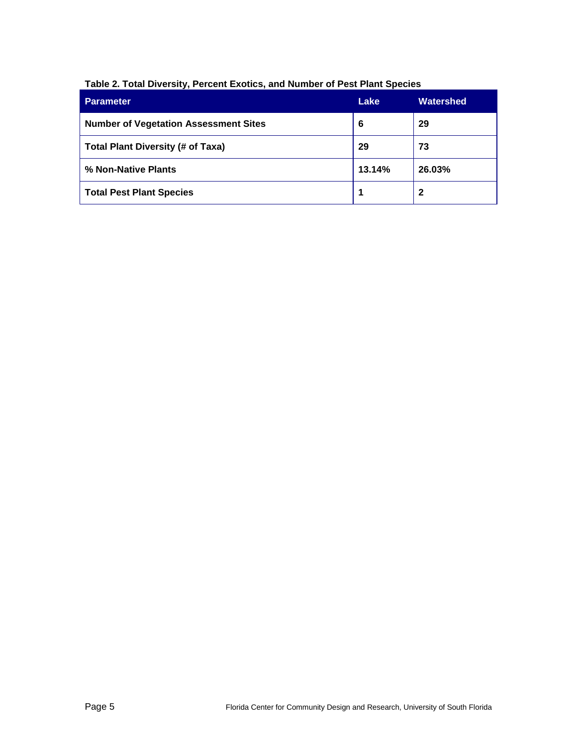**Table 2. Total Diversity, Percent Exotics, and Number of Pest Plant Species**

| Parameter | Lake | Watershed |
|---|---|---|
| **Number of Vegetation Assessment Sites** | **6** | **29** |
| **Total Plant Diversity (# of Taxa)** | **29** | **73** |
| **% Non-Native Plants** | **13.14%** | **26.03%** |
| **Total Pest Plant Species** | **1** | **2** |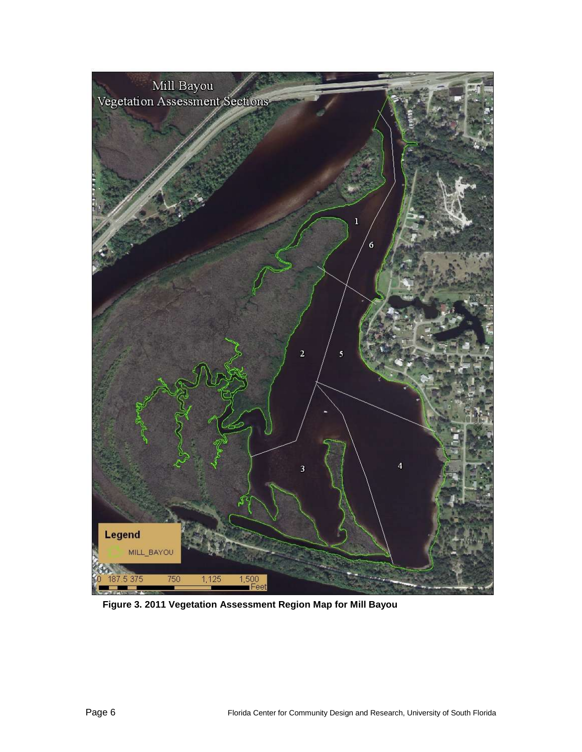Figure 3. 2011 Vegetation Assessment Region Map for Mill Bayou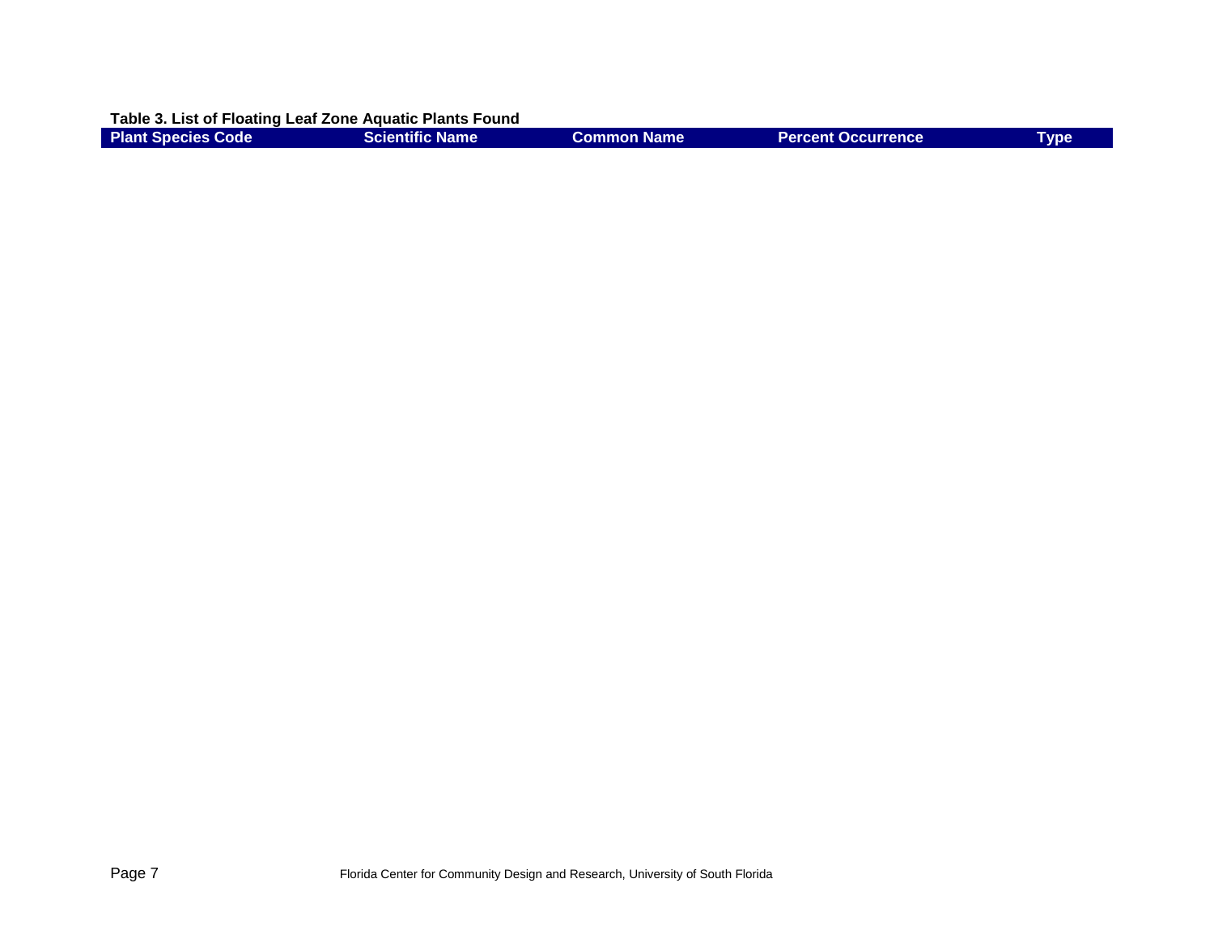**Table 3. List of Floating Leaf Zone Aquatic Plants Found**

| Plant Species Code | Scientific Name | Common Name | Percent Occurrence | Type |
| --- | --- | --- | --- | --- |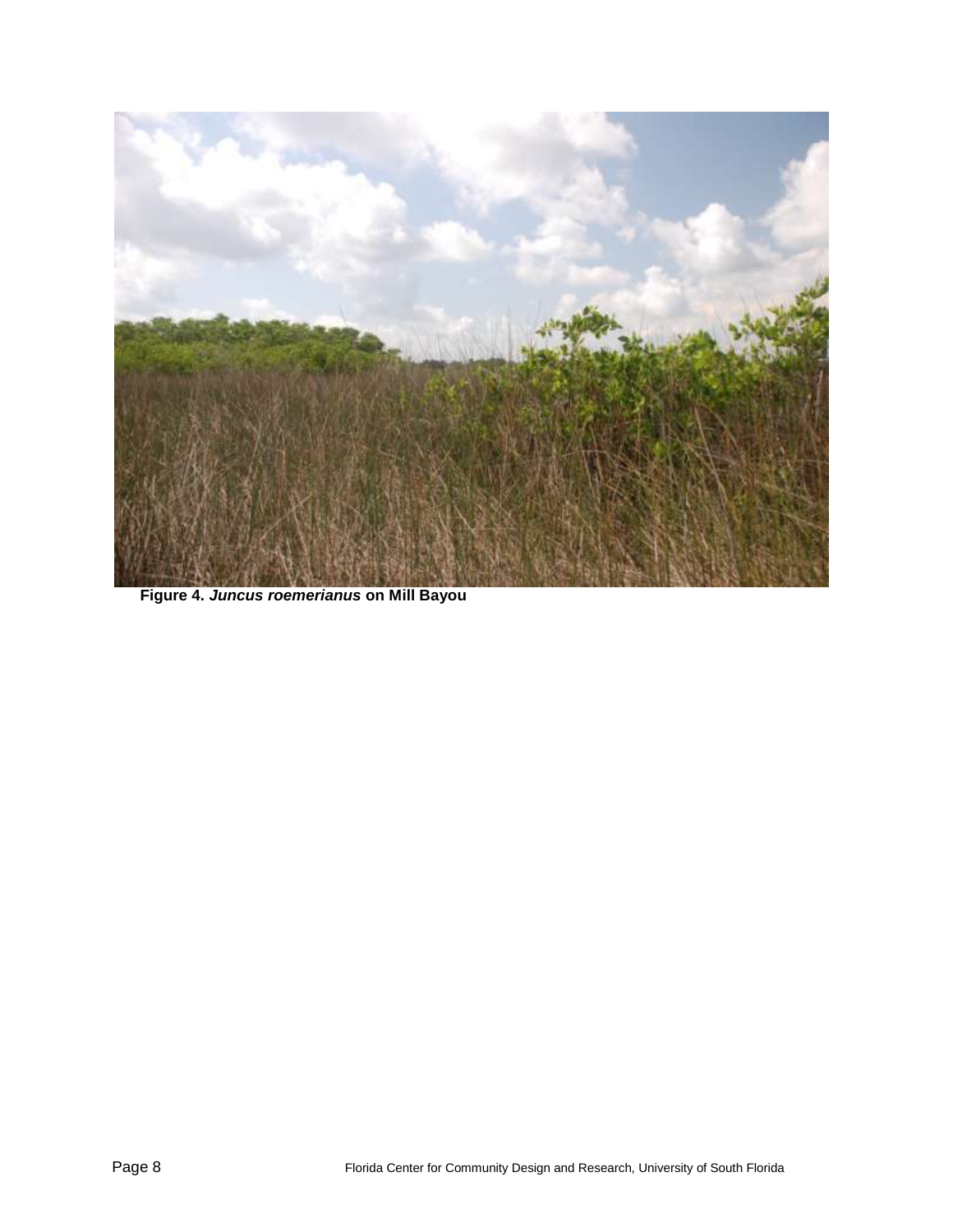**Figure 4. *Juncus roemerianus* on Mill Bayou**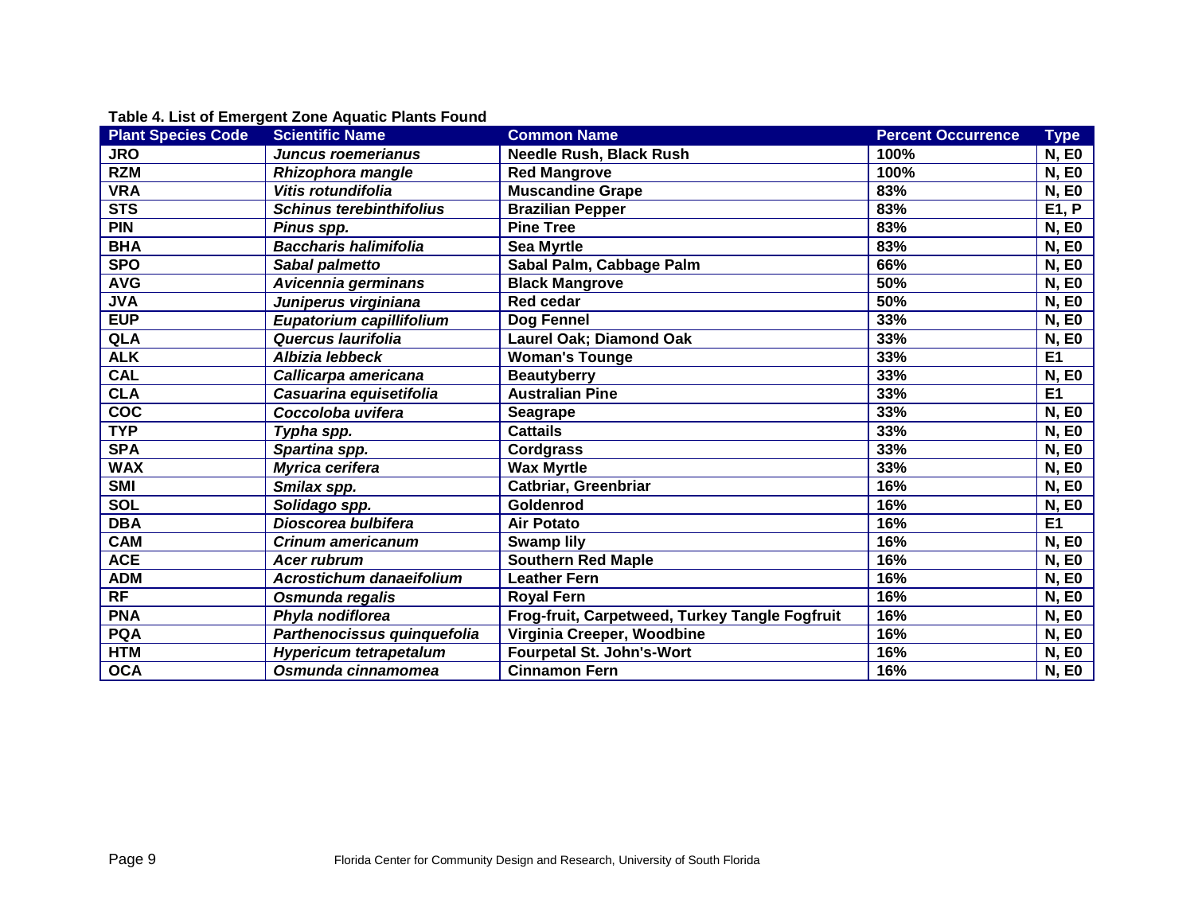**Table 4. List of Emergent Zone Aquatic Plants Found**

| Plant Species Code | Scientific Name | Common Name | Percent Occurrence | Type |
|---|---|---|---|---|
| JRO | *Juncus roemerianus* | Needle Rush, Black Rush | 100% | N, E0 |
| RZM | *Rhizophora mangle* | Red Mangrove | 100% | N, E0 |
| VRA | *Vitis rotundifolia* | Muscandine Grape | 83% | N, E0 |
| STS | *Schinus terebinthifolius* | Brazilian Pepper | 83% | E1, P |
| PIN | *Pinus spp.* | Pine Tree | 83% | N, E0 |
| BHA | *Baccharis halimifolia* | Sea Myrtle | 83% | N, E0 |
| SPO | *Sabal palmetto* | Sabal Palm, Cabbage Palm | 66% | N, E0 |
| AVG | *Avicennia germinans* | Black Mangrove | 50% | N, E0 |
| JVA | *Juniperus virginiana* | Red cedar | 50% | N, E0 |
| EUP | *Eupatorium capillifolium* | Dog Fennel | 33% | N, E0 |
| QLA | *Quercus laurifolia* | Laurel Oak; Diamond Oak | 33% | N, E0 |
| ALK | *Albizia lebbeck* | Woman's Tounge | 33% | E1 |
| CAL | *Callicarpa americana* | Beautyberry | 33% | N, E0 |
| CLA | *Casuarina equisetifolia* | Australian Pine | 33% | E1 |
| COC | *Coccoloba uvifera* | Seagrape | 33% | N, E0 |
| TYP | *Typha spp.* | Cattails | 33% | N, E0 |
| SPA | *Spartina spp.* | Cordgrass | 33% | N, E0 |
| WAX | *Myrica cerifera* | Wax Myrtle | 33% | N, E0 |
| SMI | *Smilax spp.* | Catbriar, Greenbriar | 16% | N, E0 |
| SOL | *Solidago spp.* | Goldenrod | 16% | N, E0 |
| DBA | *Dioscorea bulbifera* | Air Potato | 16% | E1 |
| CAM | *Crinum americanum* | Swamp lily | 16% | N, E0 |
| ACE | *Acer rubrum* | Southern Red Maple | 16% | N, E0 |
| ADM | *Acrostichum danaeifolium* | Leather Fern | 16% | N, E0 |
| RF | *Osmunda regalis* | Royal Fern | 16% | N, E0 |
| PNA | *Phyla nodiflorea* | Frog-fruit, Carpetweed, Turkey Tangle Fogfruit | 16% | N, E0 |
| PQA | *Parthenocissus quinquefolia* | Virginia Creeper, Woodbine | 16% | N, E0 |
| HTM | *Hypericum tetrapetalum* | Fourpetal St. John's-Wort | 16% | N, E0 |
| OCA | *Osmunda cinnamomea* | Cinnamon Fern | 16% | N, E0 |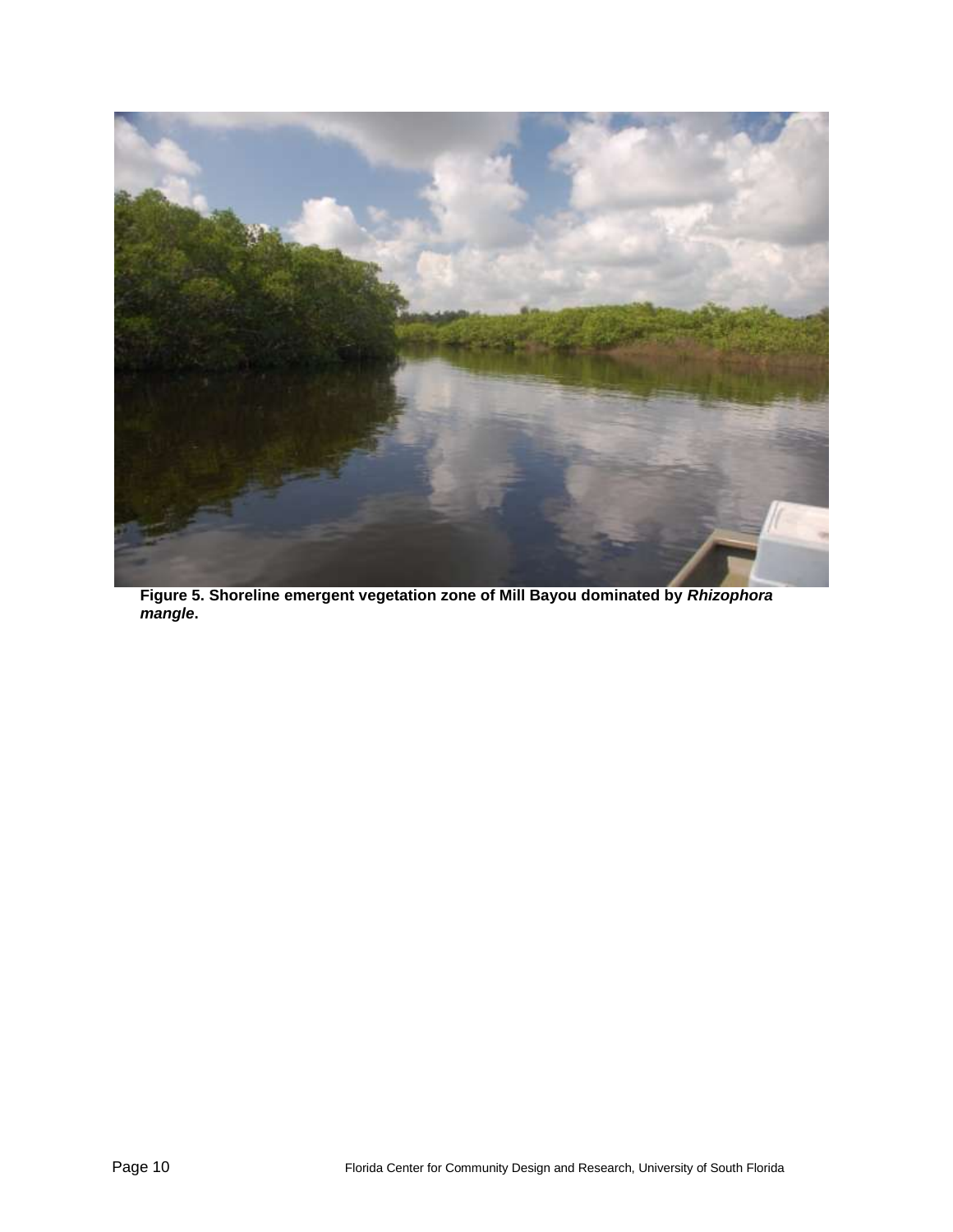**Figure 5. Shoreline emergent vegetation zone of Mill Bayou dominated by *Rhizophora mangle*.**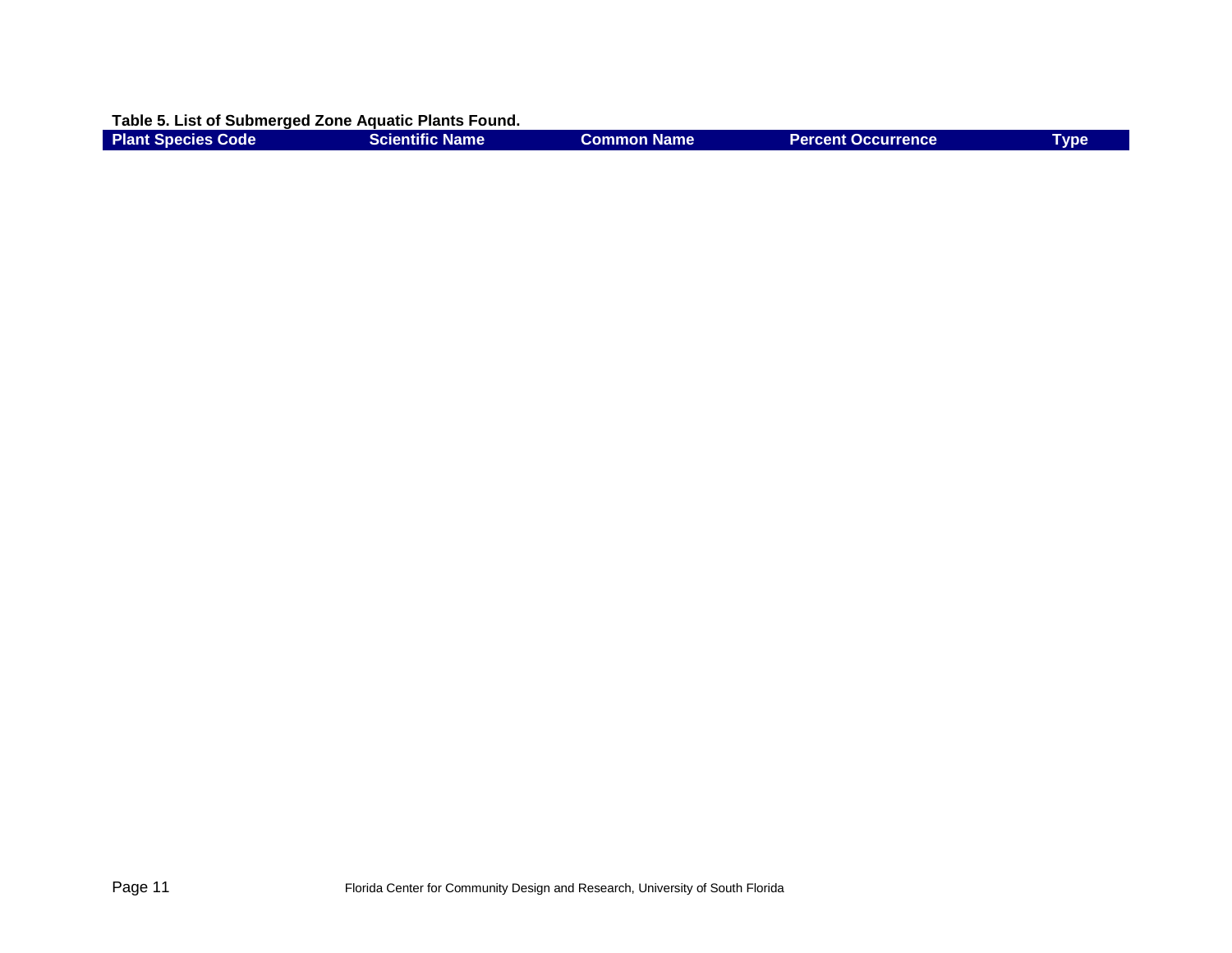**Table 5. List of Submerged Zone Aquatic Plants Found.**

| Plant Species Code | Scientific Name | Common Name | Percent Occurrence | Type |
| --- | --- | --- | --- | --- |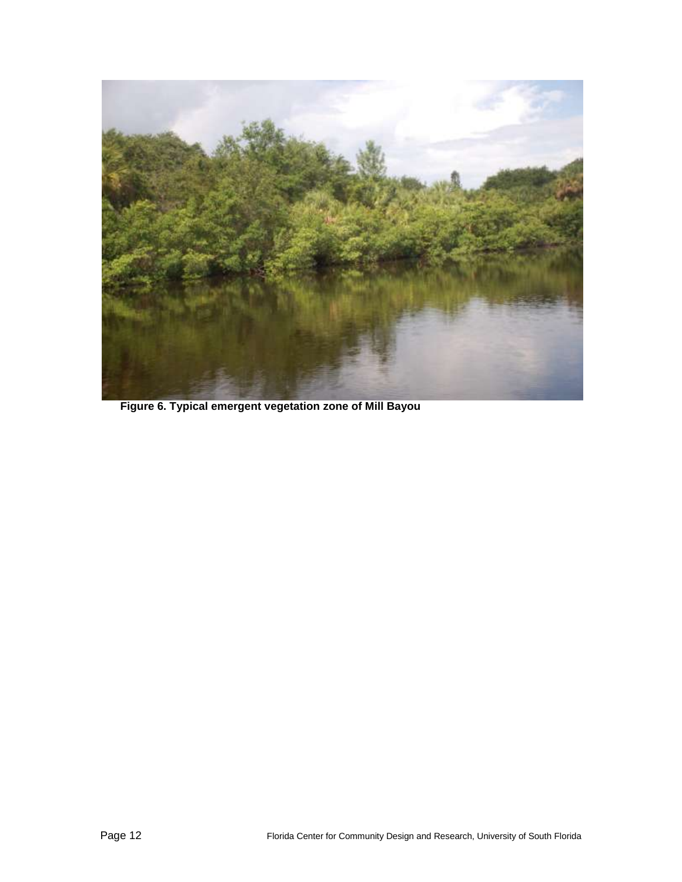Figure 6. Typical emergent vegetation zone of Mill Bayou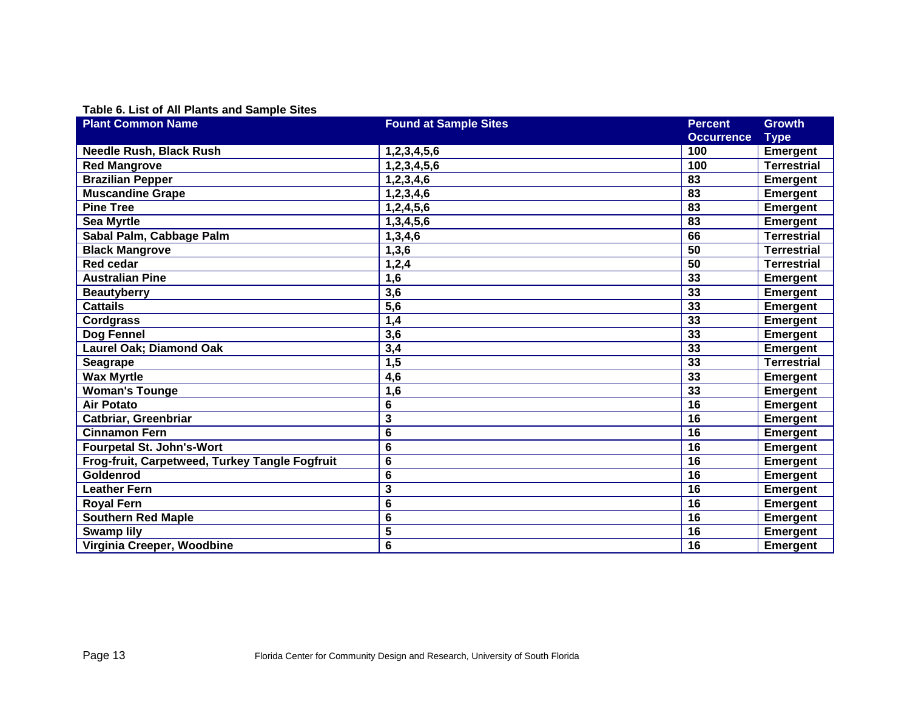**Table 6. List of All Plants and Sample Sites**

| Plant Common Name | Found at Sample Sites | Percent Occurrence | Growth Type |
|---|---|---|---|
| Needle Rush, Black Rush | 1,2,3,4,5,6 | 100 | Emergent |
| Red Mangrove | 1,2,3,4,5,6 | 100 | Terrestrial |
| Brazilian Pepper | 1,2,3,4,6 | 83 | Emergent |
| Muscandine Grape | 1,2,3,4,6 | 83 | Emergent |
| Pine Tree | 1,2,4,5,6 | 83 | Emergent |
| Sea Myrtle | 1,3,4,5,6 | 83 | Emergent |
| Sabal Palm, Cabbage Palm | 1,3,4,6 | 66 | Terrestrial |
| Black Mangrove | 1,3,6 | 50 | Terrestrial |
| Red cedar | 1,2,4 | 50 | Terrestrial |
| Australian Pine | 1,6 | 33 | Emergent |
| Beautyberry | 3,6 | 33 | Emergent |
| Cattails | 5,6 | 33 | Emergent |
| Cordgrass | 1,4 | 33 | Emergent |
| Dog Fennel | 3,6 | 33 | Emergent |
| Laurel Oak; Diamond Oak | 3,4 | 33 | Emergent |
| Seagrape | 1,5 | 33 | Terrestrial |
| Wax Myrtle | 4,6 | 33 | Emergent |
| Woman's Tounge | 1,6 | 33 | Emergent |
| Air Potato | 6 | 16 | Emergent |
| Catbriar, Greenbriar | 3 | 16 | Emergent |
| Cinnamon Fern | 6 | 16 | Emergent |
| Fourpetal St. John's-Wort | 6 | 16 | Emergent |
| Frog-fruit, Carpetweed, Turkey Tangle Fogfruit | 6 | 16 | Emergent |
| Goldenrod | 6 | 16 | Emergent |
| Leather Fern | 3 | 16 | Emergent |
| Royal Fern | 6 | 16 | Emergent |
| Southern Red Maple | 6 | 16 | Emergent |
| Swamp lily | 5 | 16 | Emergent |
| Virginia Creeper, Woodbine | 6 | 16 | Emergent |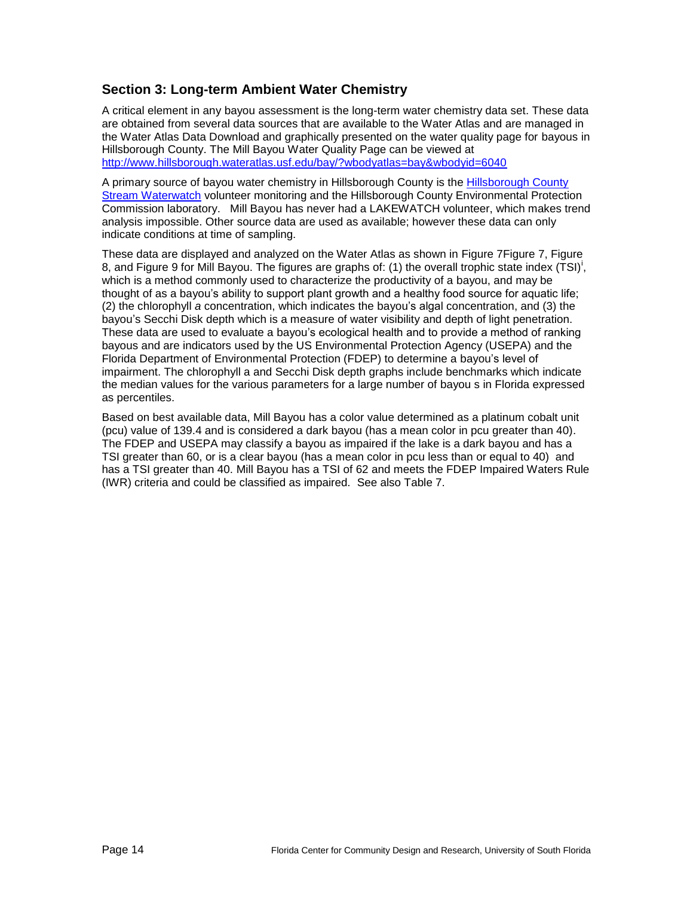## Section 3: Long-term Ambient Water Chemistry

A critical element in any bayou assessment is the long-term water chemistry data set. These data are obtained from several data sources that are available to the Water Atlas and are managed in the Water Atlas Data Download and graphically presented on the water quality page for bayous in Hillsborough County. The Mill Bayou Water Quality Page can be viewed at http://www.hillsborough.wateratlas.usf.edu/bay/?wbodyatlas=bay&wbodyid=6040

A primary source of bayou water chemistry in Hillsborough County is the Hillsborough County Stream Waterwatch volunteer monitoring and the Hillsborough County Environmental Protection Commission laboratory. Mill Bayou has never had a LAKEWATCH volunteer, which makes trend analysis impossible. Other source data are used as available; however these data can only indicate conditions at time of sampling.

These data are displayed and analyzed on the Water Atlas as shown in Figure 7Figure 7, Figure 8, and Figure 9 for Mill Bayou. The figures are graphs of: (1) the overall trophic state index (TSI)[i], which is a method commonly used to characterize the productivity of a bayou, and may be thought of as a bayou's ability to support plant growth and a healthy food source for aquatic life; (2) the chlorophyll *a* concentration, which indicates the bayou's algal concentration, and (3) the bayou's Secchi Disk depth which is a measure of water visibility and depth of light penetration. These data are used to evaluate a bayou's ecological health and to provide a method of ranking bayous and are indicators used by the US Environmental Protection Agency (USEPA) and the Florida Department of Environmental Protection (FDEP) to determine a bayou's level of impairment. The chlorophyll a and Secchi Disk depth graphs include benchmarks which indicate the median values for the various parameters for a large number of bayou s in Florida expressed as percentiles.

Based on best available data, Mill Bayou has a color value determined as a platinum cobalt unit (pcu) value of 139.4 and is considered a dark bayou (has a mean color in pcu greater than 40). The FDEP and USEPA may classify a bayou as impaired if the lake is a dark bayou and has a TSI greater than 60, or is a clear bayou (has a mean color in pcu less than or equal to 40) and has a TSI greater than 40. Mill Bayou has a TSI of 62 and meets the FDEP Impaired Waters Rule (IWR) criteria and could be classified as impaired. See also Table 7.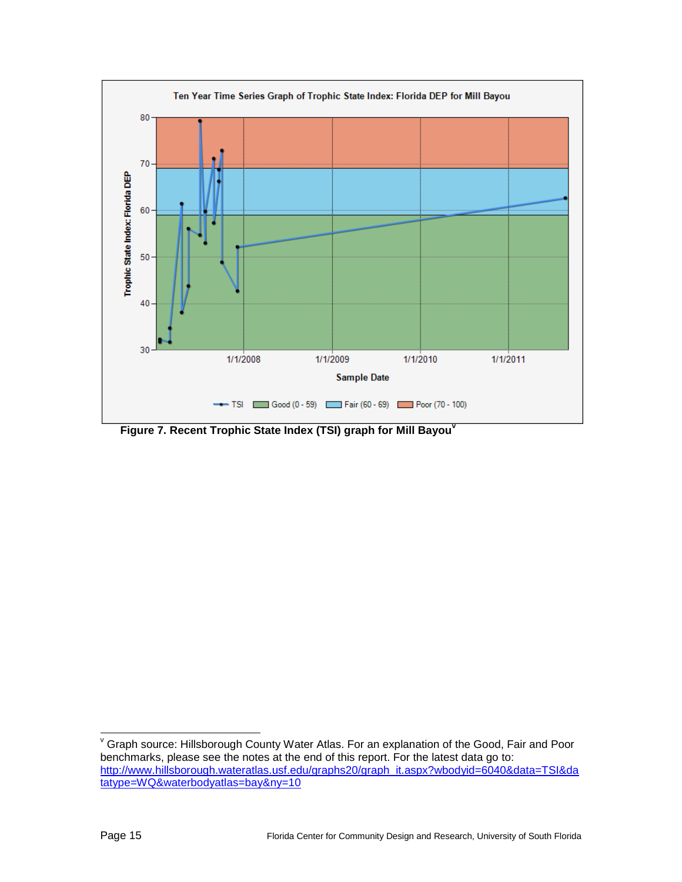**Figure 7. Recent Trophic State Index (TSI) graph for Mill Bayou**[v]

---

[v] Graph source: Hillsborough County Water Atlas. For an explanation of the Good, Fair and Poor benchmarks, please see the notes at the end of this report. For the latest data go to: http://www.hillsborough.wateratlas.usf.edu/graphs20/graph_it.aspx?wbodyid=6040&data=TSI&datatype=WQ&waterbodyatlas=bay&ny=10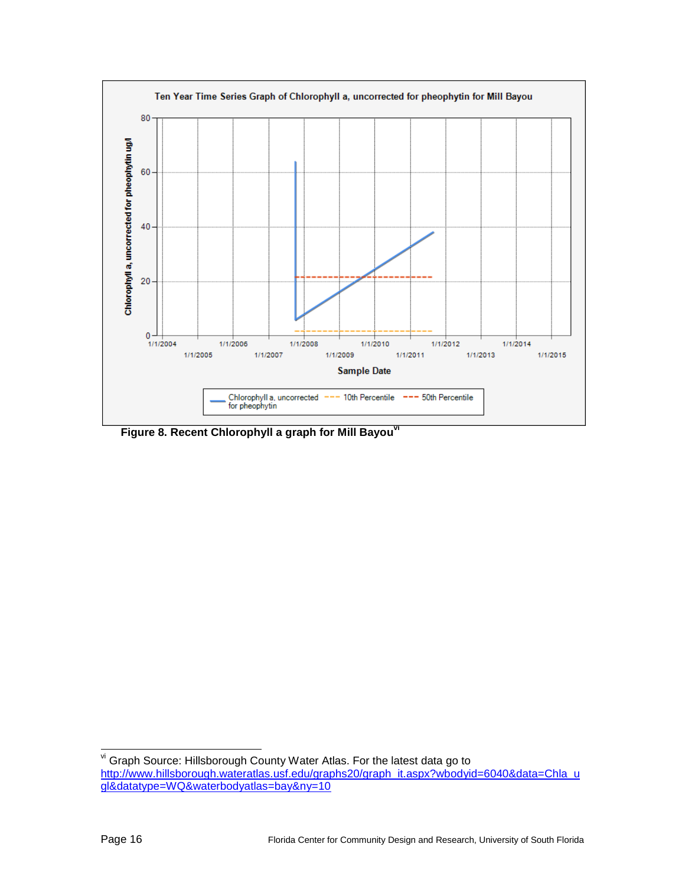Ten Year Time Series Graph of Chlorophyll a, uncorrected for pheophytin for Mill Bayou

**Figure 8. Recent Chlorophyll a graph for Mill Bayou**[vi]

[vi] Graph Source: Hillsborough County Water Atlas. For the latest data go to http://www.hillsborough.wateratlas.usf.edu/graphs20/graph_it.aspx?wbodyid=6040&data=Chla_ugl&datatype=WQ&waterbodyatlas=bay&ny=10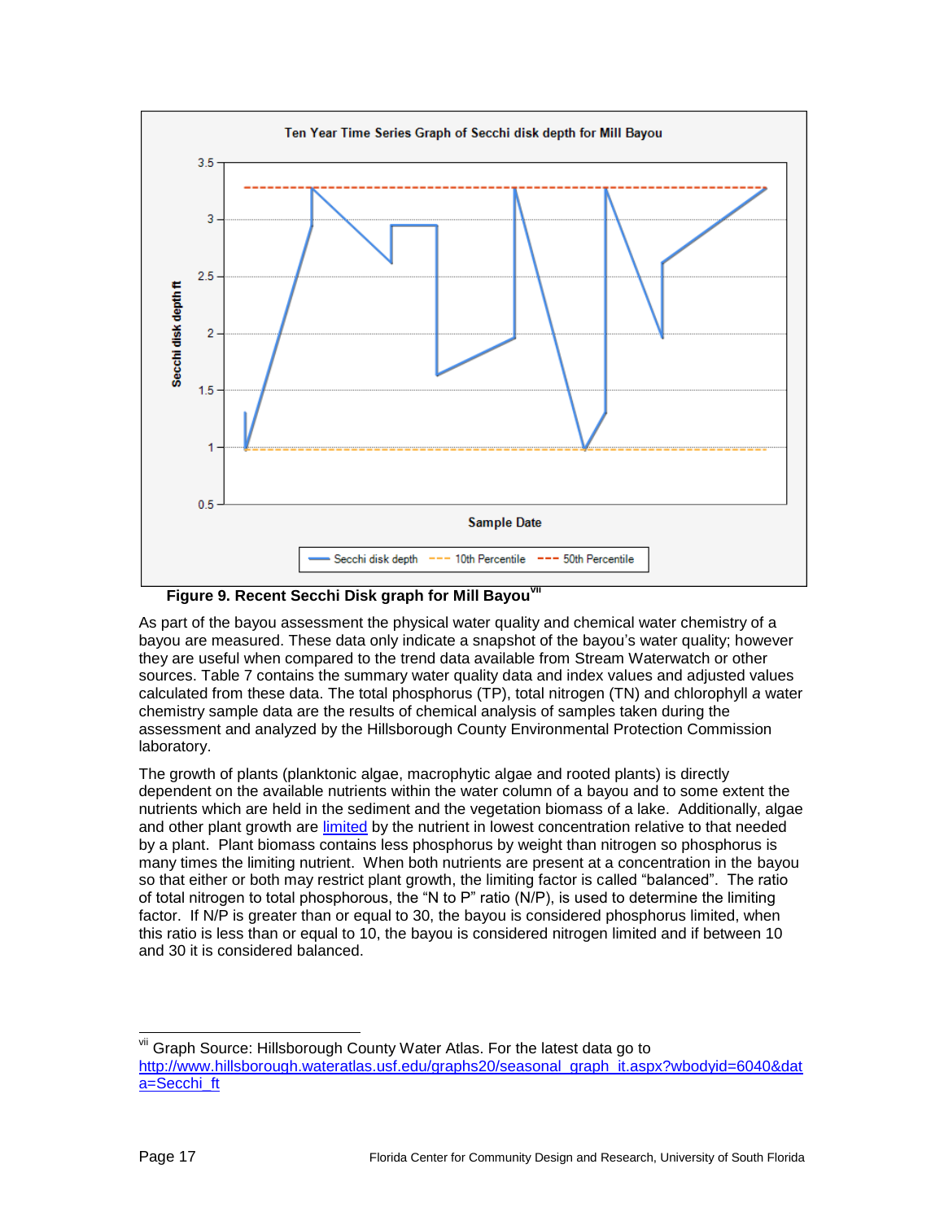Ten Year Time Series Graph of Secchi disk depth for Mill Bayou

**Figure 9. Recent Secchi Disk graph for Mill Bayou**[vii]

As part of the bayou assessment the physical water quality and chemical water chemistry of a bayou are measured. These data only indicate a snapshot of the bayou's water quality; however they are useful when compared to the trend data available from Stream Waterwatch or other sources. Table 7 contains the summary water quality data and index values and adjusted values calculated from these data. The total phosphorus (TP), total nitrogen (TN) and chlorophyll *a* water chemistry sample data are the results of chemical analysis of samples taken during the assessment and analyzed by the Hillsborough County Environmental Protection Commission laboratory.

The growth of plants (planktonic algae, macrophytic algae and rooted plants) is directly dependent on the available nutrients within the water column of a bayou and to some extent the nutrients which are held in the sediment and the vegetation biomass of a lake. Additionally, algae and other plant growth are limited by the nutrient in lowest concentration relative to that needed by a plant. Plant biomass contains less phosphorus by weight than nitrogen so phosphorus is many times the limiting nutrient. When both nutrients are present at a concentration in the bayou so that either or both may restrict plant growth, the limiting factor is called "balanced". The ratio of total nitrogen to total phosphorous, the "N to P" ratio (N/P), is used to determine the limiting factor. If N/P is greater than or equal to 30, the bayou is considered phosphorus limited, when this ratio is less than or equal to 10, the bayou is considered nitrogen limited and if between 10 and 30 it is considered balanced.

---

[vii] Graph Source: Hillsborough County Water Atlas. For the latest data go to http://www.hillsborough.wateratlas.usf.edu/graphs20/seasonal_graph_it.aspx?wbodyid=6040&data=Secchi_ft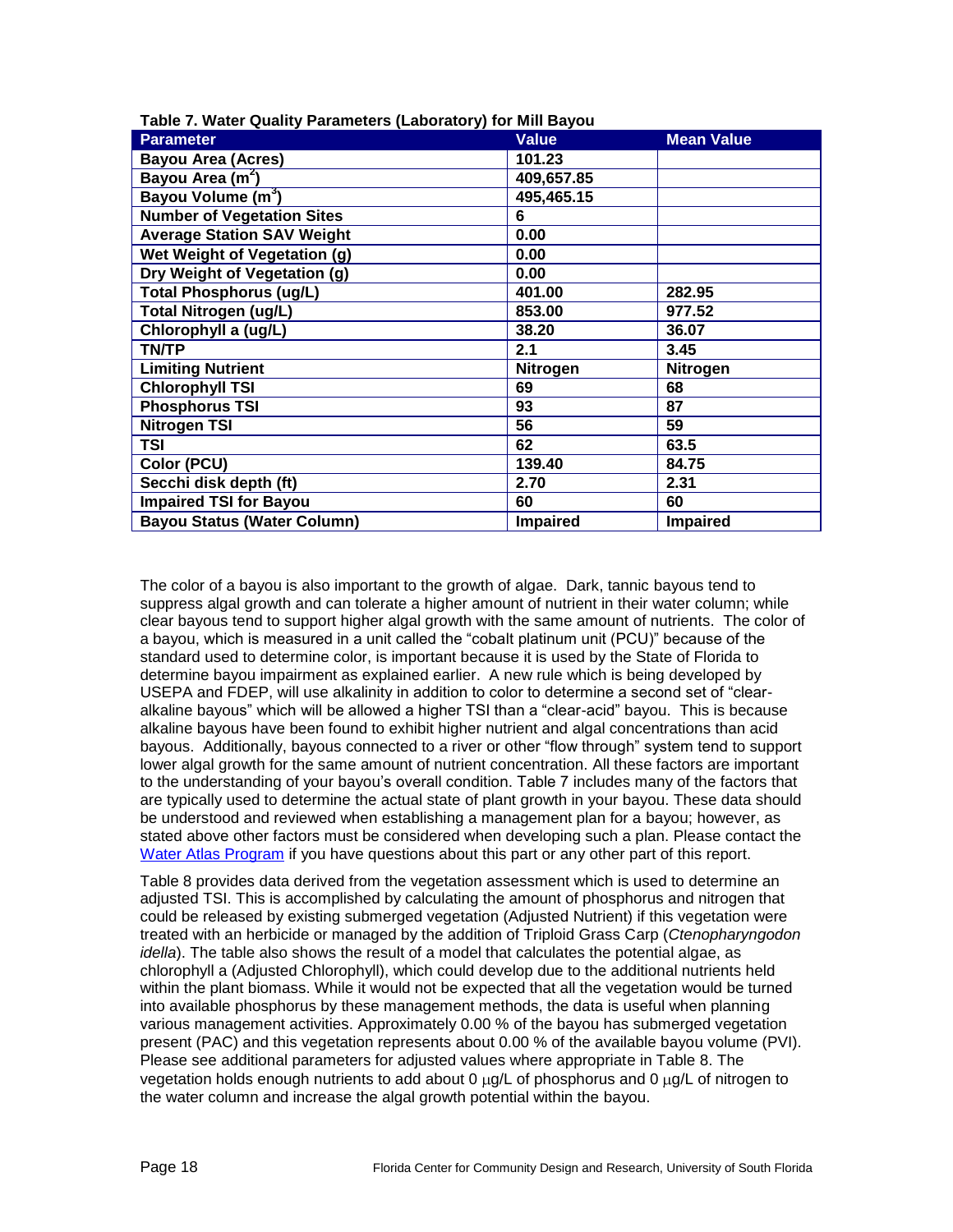**Table 7. Water Quality Parameters (Laboratory) for Mill Bayou**

| Parameter | Value | Mean Value |
|---|---|---|
| Bayou Area (Acres) | 101.23 | |
| Bayou Area ($m^2$) | 409,657.85 | |
| Bayou Volume ($m^3$) | 495,465.15 | |
| Number of Vegetation Sites | 6 | |
| Average Station SAV Weight | 0.00 | |
| Wet Weight of Vegetation (g) | 0.00 | |
| Dry Weight of Vegetation (g) | 0.00 | |
| Total Phosphorus (ug/L) | 401.00 | 282.95 |
| Total Nitrogen (ug/L) | 853.00 | 977.52 |
| Chlorophyll a (ug/L) | 38.20 | 36.07 |
| TN/TP | 2.1 | 3.45 |
| Limiting Nutrient | Nitrogen | Nitrogen |
| Chlorophyll TSI | 69 | 68 |
| Phosphorus TSI | 93 | 87 |
| Nitrogen TSI | 56 | 59 |
| TSI | 62 | 63.5 |
| Color (PCU) | 139.40 | 84.75 |
| Secchi disk depth (ft) | 2.70 | 2.31 |
| Impaired TSI for Bayou | 60 | 60 |
| Bayou Status (Water Column) | Impaired | Impaired |

The color of a bayou is also important to the growth of algae. Dark, tannic bayous tend to suppress algal growth and can tolerate a higher amount of nutrient in their water column; while clear bayous tend to support higher algal growth with the same amount of nutrients. The color of a bayou, which is measured in a unit called the "cobalt platinum unit (PCU)" because of the standard used to determine color, is important because it is used by the State of Florida to determine bayou impairment as explained earlier. A new rule which is being developed by USEPA and FDEP, will use alkalinity in addition to color to determine a second set of "clear-alkaline bayous" which will be allowed a higher TSI than a "clear-acid" bayou. This is because alkaline bayous have been found to exhibit higher nutrient and algal concentrations than acid bayous. Additionally, bayous connected to a river or other "flow through" system tend to support lower algal growth for the same amount of nutrient concentration. All these factors are important to the understanding of your bayou's overall condition. Table 7 includes many of the factors that are typically used to determine the actual state of plant growth in your bayou. These data should be understood and reviewed when establishing a management plan for a bayou; however, as stated above other factors must be considered when developing such a plan. Please contact the Water Atlas Program if you have questions about this part or any other part of this report.

Table 8 provides data derived from the vegetation assessment which is used to determine an adjusted TSI. This is accomplished by calculating the amount of phosphorus and nitrogen that could be released by existing submerged vegetation (Adjusted Nutrient) if this vegetation were treated with an herbicide or managed by the addition of Triploid Grass Carp (*Ctenopharyngodon idella*). The table also shows the result of a model that calculates the potential algae, as chlorophyll a (Adjusted Chlorophyll), which could develop due to the additional nutrients held within the plant biomass. While it would not be expected that all the vegetation would be turned into available phosphorus by these management methods, the data is useful when planning various management activities. Approximately 0.00 % of the bayou has submerged vegetation present (PAC) and this vegetation represents about 0.00 % of the available bayou volume (PVI). Please see additional parameters for adjusted values where appropriate in Table 8. The vegetation holds enough nutrients to add about 0 μg/L of phosphorus and 0 μg/L of nitrogen to the water column and increase the algal growth potential within the bayou.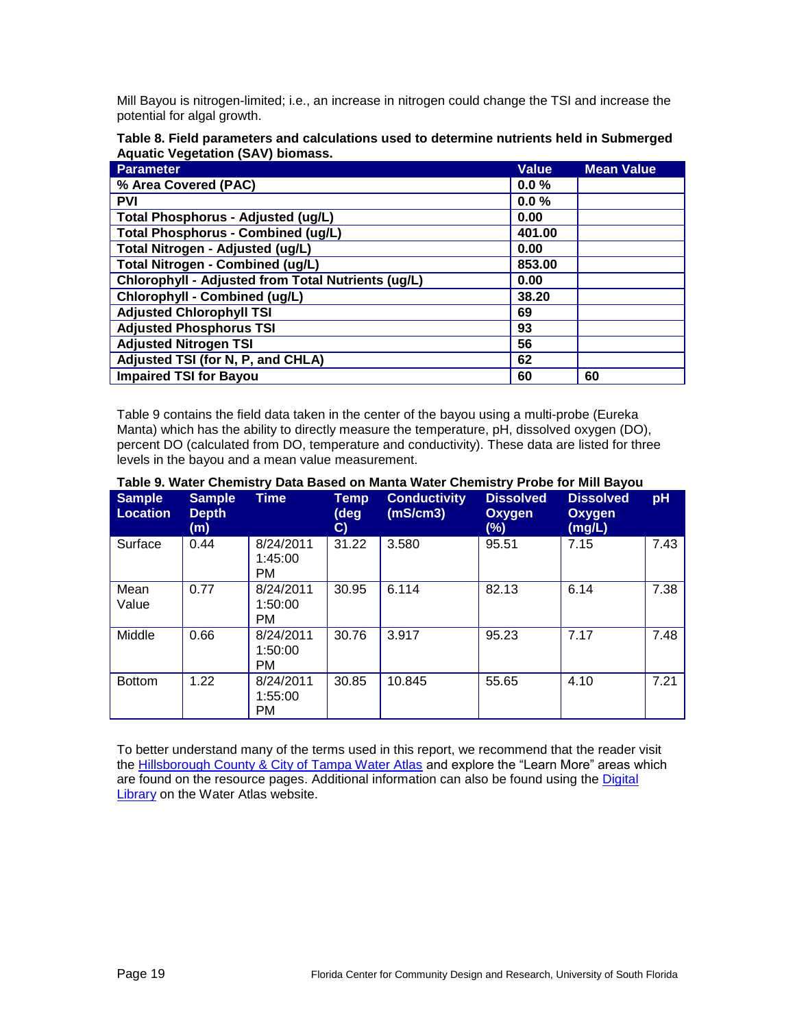Mill Bayou is nitrogen-limited; i.e., an increase in nitrogen could change the TSI and increase the potential for algal growth.

**Table 8. Field parameters and calculations used to determine nutrients held in Submerged Aquatic Vegetation (SAV) biomass.**

| Parameter | Value | Mean Value |
|---|---|---|
| **% Area Covered (PAC)** | **0.0 %** | |
| **PVI** | **0.0 %** | |
| **Total Phosphorus - Adjusted (ug/L)** | **0.00** | |
| **Total Phosphorus - Combined (ug/L)** | **401.00** | |
| **Total Nitrogen - Adjusted (ug/L)** | **0.00** | |
| **Total Nitrogen - Combined (ug/L)** | **853.00** | |
| **Chlorophyll - Adjusted from Total Nutrients (ug/L)** | **0.00** | |
| **Chlorophyll - Combined (ug/L)** | **38.20** | |
| **Adjusted Chlorophyll TSI** | **69** | |
| **Adjusted Phosphorus TSI** | **93** | |
| **Adjusted Nitrogen TSI** | **56** | |
| **Adjusted TSI (for N, P, and CHLA)** | **62** | |
| **Impaired TSI for Bayou** | **60** | **60** |

Table 9 contains the field data taken in the center of the bayou using a multi-probe (Eureka Manta) which has the ability to directly measure the temperature, pH, dissolved oxygen (DO), percent DO (calculated from DO, temperature and conductivity). These data are listed for three levels in the bayou and a mean value measurement.

**Table 9. Water Chemistry Data Based on Manta Water Chemistry Probe for Mill Bayou**

| Sample Location | Sample Depth (m) | Time | Temp (deg C) | Conductivity (mS/cm3) | Dissolved Oxygen (%) | Dissolved Oxygen (mg/L) | pH |
|---|---|---|---|---|---|---|---|
| Surface | 0.44 | 8/24/2011 1:45:00 PM | 31.22 | 3.580 | 95.51 | 7.15 | 7.43 |
| Mean Value | 0.77 | 8/24/2011 1:50:00 PM | 30.95 | 6.114 | 82.13 | 6.14 | 7.38 |
| Middle | 0.66 | 8/24/2011 1:50:00 PM | 30.76 | 3.917 | 95.23 | 7.17 | 7.48 |
| Bottom | 1.22 | 8/24/2011 1:55:00 PM | 30.85 | 10.845 | 55.65 | 4.10 | 7.21 |

To better understand many of the terms used in this report, we recommend that the reader visit the Hillsborough County & City of Tampa Water Atlas and explore the "Learn More" areas which are found on the resource pages. Additional information can also be found using the Digital Library on the Water Atlas website.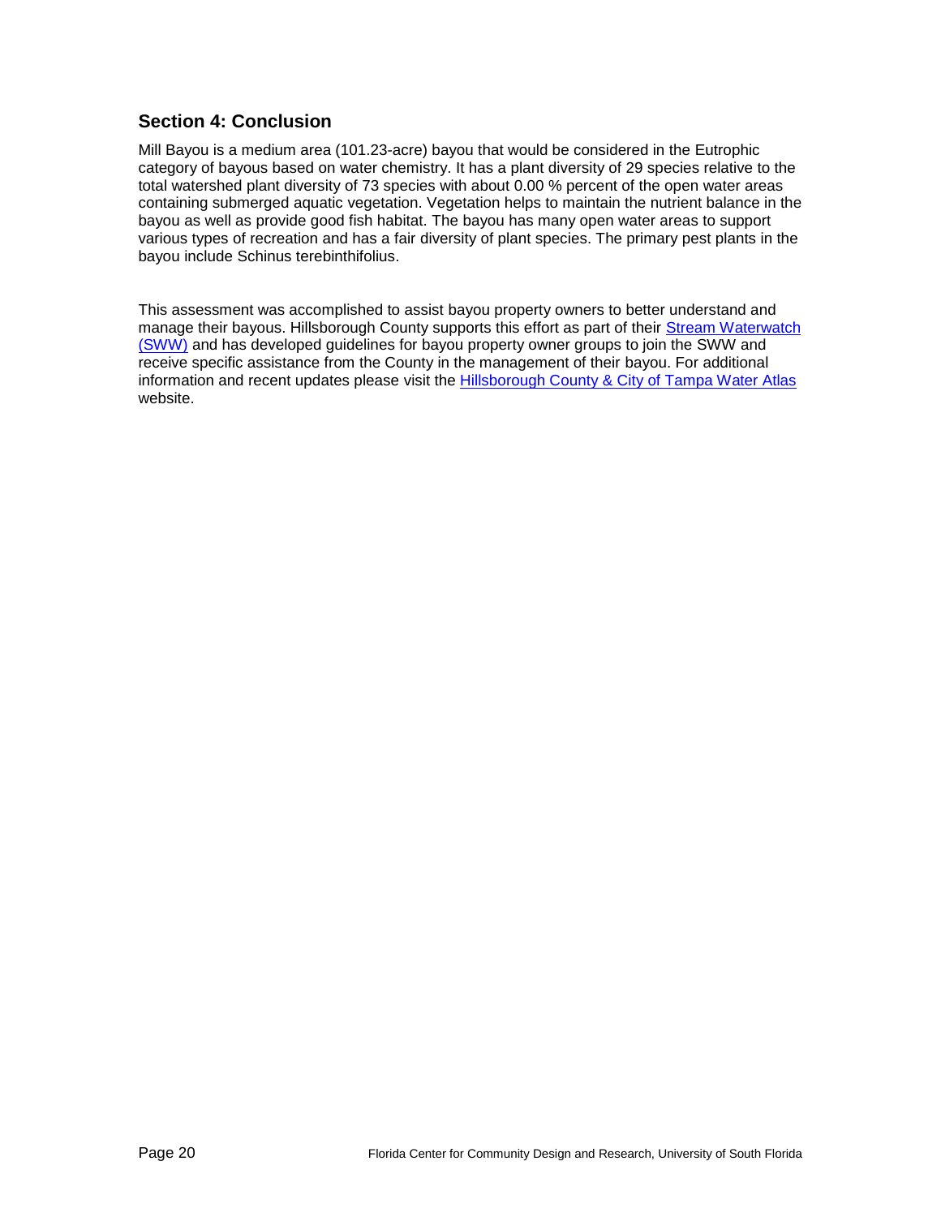## Section 4: Conclusion

Mill Bayou is a medium area (101.23-acre) bayou that would be considered in the Eutrophic category of bayous based on water chemistry. It has a plant diversity of 29 species relative to the total watershed plant diversity of 73 species with about 0.00 % percent of the open water areas containing submerged aquatic vegetation. Vegetation helps to maintain the nutrient balance in the bayou as well as provide good fish habitat. The bayou has many open water areas to support various types of recreation and has a fair diversity of plant species. The primary pest plants in the bayou include Schinus terebinthifolius.

This assessment was accomplished to assist bayou property owners to better understand and manage their bayous. Hillsborough County supports this effort as part of their Stream Waterwatch (SWW) and has developed guidelines for bayou property owner groups to join the SWW and receive specific assistance from the County in the management of their bayou. For additional information and recent updates please visit the Hillsborough County & City of Tampa Water Atlas website.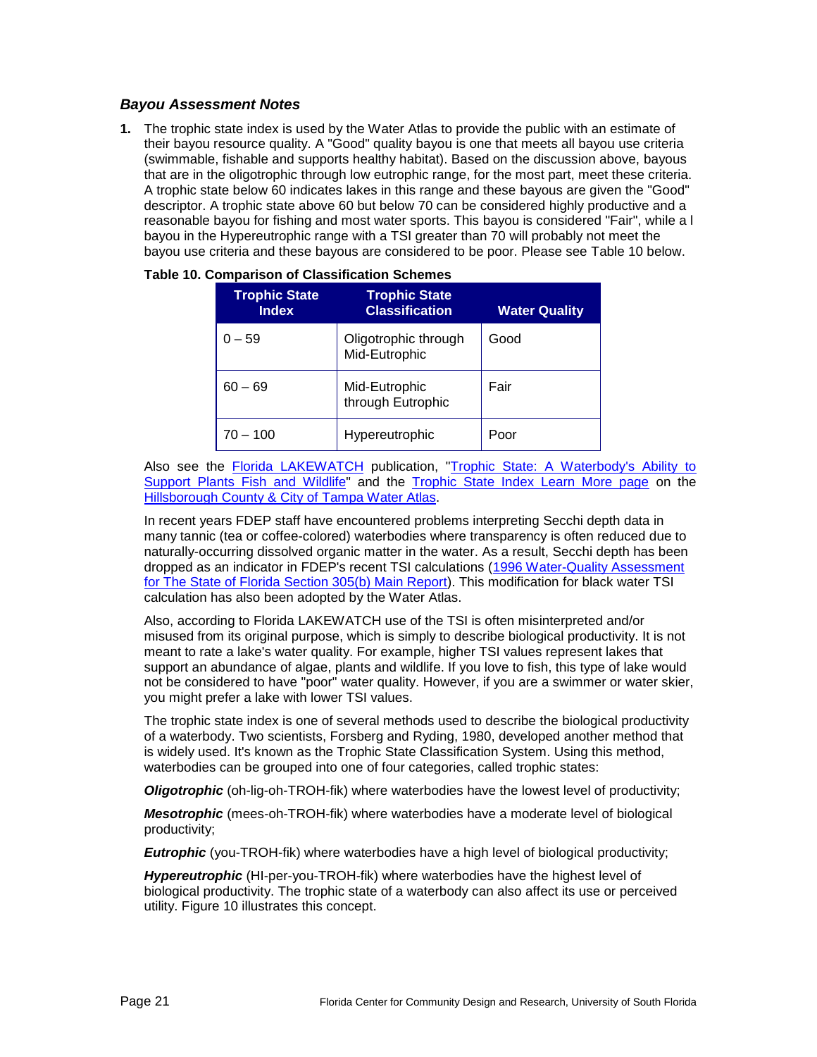### *Bayou Assessment Notes*

1. The trophic state index is used by the Water Atlas to provide the public with an estimate of their bayou resource quality. A "Good" quality bayou is one that meets all bayou use criteria (swimmable, fishable and supports healthy habitat). Based on the discussion above, bayous that are in the oligotrophic through low eutrophic range, for the most part, meet these criteria. A trophic state below 60 indicates lakes in this range and these bayous are given the "Good" descriptor. A trophic state above 60 but below 70 can be considered highly productive and a reasonable bayou for fishing and most water sports. This bayou is considered "Fair", while a l bayou in the Hypereutrophic range with a TSI greater than 70 will probably not meet the bayou use criteria and these bayous are considered to be poor. Please see Table 10 below.

**Table 10. Comparison of Classification Schemes**

| Trophic State Index | Trophic State Classification | Water Quality |
|---|---|---|
| 0 – 59 | Oligotrophic through Mid-Eutrophic | Good |
| 60 – 69 | Mid-Eutrophic through Eutrophic | Fair |
| 70 – 100 | Hypereutrophic | Poor |

Also see the Florida LAKEWATCH publication, "Trophic State: A Waterbody's Ability to Support Plants Fish and Wildlife" and the Trophic State Index Learn More page on the Hillsborough County & City of Tampa Water Atlas.

In recent years FDEP staff have encountered problems interpreting Secchi depth data in many tannic (tea or coffee-colored) waterbodies where transparency is often reduced due to naturally-occurring dissolved organic matter in the water. As a result, Secchi depth has been dropped as an indicator in FDEP's recent TSI calculations (1996 Water-Quality Assessment for The State of Florida Section 305(b) Main Report). This modification for black water TSI calculation has also been adopted by the Water Atlas.

Also, according to Florida LAKEWATCH use of the TSI is often misinterpreted and/or misused from its original purpose, which is simply to describe biological productivity. It is not meant to rate a lake's water quality. For example, higher TSI values represent lakes that support an abundance of algae, plants and wildlife. If you love to fish, this type of lake would not be considered to have "poor" water quality. However, if you are a swimmer or water skier, you might prefer a lake with lower TSI values.

The trophic state index is one of several methods used to describe the biological productivity of a waterbody. Two scientists, Forsberg and Ryding, 1980, developed another method that is widely used. It's known as the Trophic State Classification System. Using this method, waterbodies can be grouped into one of four categories, called trophic states:

***Oligotrophic*** (oh-lig-oh-TROH-fik) where waterbodies have the lowest level of productivity;

***Mesotrophic*** (mees-oh-TROH-fik) where waterbodies have a moderate level of biological productivity;

***Eutrophic*** (you-TROH-fik) where waterbodies have a high level of biological productivity;

***Hypereutrophic*** (HI-per-you-TROH-fik) where waterbodies have the highest level of biological productivity. The trophic state of a waterbody can also affect its use or perceived utility. Figure 10 illustrates this concept.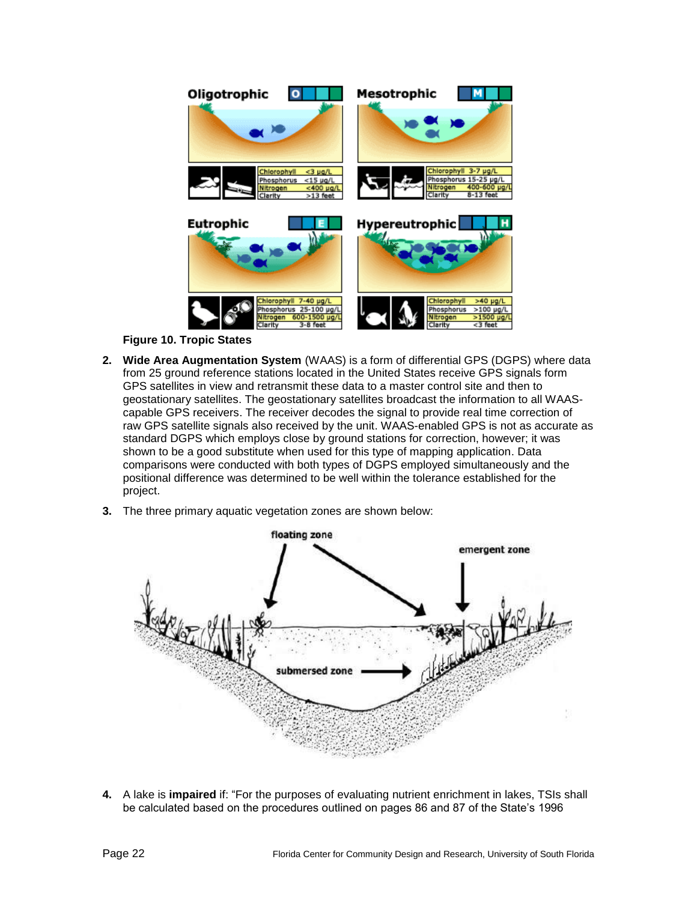**Figure 10. Tropic States**

2. **Wide Area Augmentation System** (WAAS) is a form of differential GPS (DGPS) where data from 25 ground reference stations located in the United States receive GPS signals form GPS satellites in view and retransmit these data to a master control site and then to geostationary satellites. The geostationary satellites broadcast the information to all WAAS-capable GPS receivers. The receiver decodes the signal to provide real time correction of raw GPS satellite signals also received by the unit. WAAS-enabled GPS is not as accurate as standard DGPS which employs close by ground stations for correction, however; it was shown to be a good substitute when used for this type of mapping application. Data comparisons were conducted with both types of DGPS employed simultaneously and the positional difference was determined to be well within the tolerance established for the project.

3. The three primary aquatic vegetation zones are shown below:

4. A lake is **impaired** if: "For the purposes of evaluating nutrient enrichment in lakes, TSIs shall be calculated based on the procedures outlined on pages 86 and 87 of the State's 1996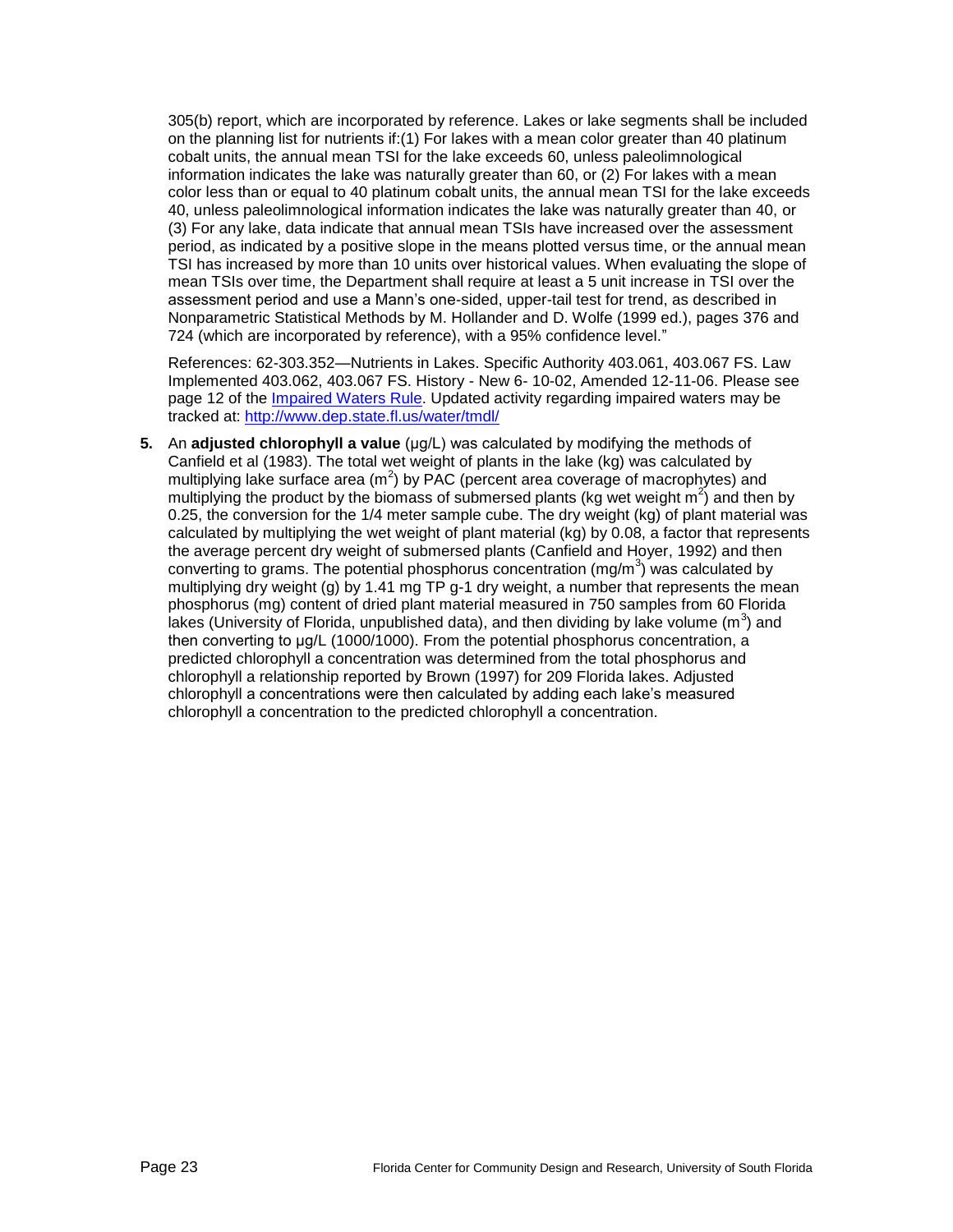305(b) report, which are incorporated by reference. Lakes or lake segments shall be included on the planning list for nutrients if:(1) For lakes with a mean color greater than 40 platinum cobalt units, the annual mean TSI for the lake exceeds 60, unless paleolimnological information indicates the lake was naturally greater than 60, or (2) For lakes with a mean color less than or equal to 40 platinum cobalt units, the annual mean TSI for the lake exceeds 40, unless paleolimnological information indicates the lake was naturally greater than 40, or (3) For any lake, data indicate that annual mean TSIs have increased over the assessment period, as indicated by a positive slope in the means plotted versus time, or the annual mean TSI has increased by more than 10 units over historical values. When evaluating the slope of mean TSIs over time, the Department shall require at least a 5 unit increase in TSI over the assessment period and use a Mann's one-sided, upper-tail test for trend, as described in Nonparametric Statistical Methods by M. Hollander and D. Wolfe (1999 ed.), pages 376 and 724 (which are incorporated by reference), with a 95% confidence level."

References: 62-303.352—Nutrients in Lakes. Specific Authority 403.061, 403.067 FS. Law Implemented 403.062, 403.067 FS. History - New 6- 10-02, Amended 12-11-06. Please see page 12 of the [Impaired Waters Rule](). Updated activity regarding impaired waters may be tracked at: [http://www.dep.state.fl.us/water/tmdl/](http://www.dep.state.fl.us/water/tmdl/)

5. An **adjusted chlorophyll a value** (µg/L) was calculated by modifying the methods of Canfield et al (1983). The total wet weight of plants in the lake (kg) was calculated by multiplying lake surface area ($m^2$) by PAC (percent area coverage of macrophytes) and multiplying the product by the biomass of submersed plants (kg wet weight $m^2$) and then by 0.25, the conversion for the 1/4 meter sample cube. The dry weight (kg) of plant material was calculated by multiplying the wet weight of plant material (kg) by 0.08, a factor that represents the average percent dry weight of submersed plants (Canfield and Hoyer, 1992) and then converting to grams. The potential phosphorus concentration ($mg/m^3$) was calculated by multiplying dry weight (g) by 1.41 mg TP g-1 dry weight, a number that represents the mean phosphorus (mg) content of dried plant material measured in 750 samples from 60 Florida lakes (University of Florida, unpublished data), and then dividing by lake volume ($m^3$) and then converting to µg/L (1000/1000). From the potential phosphorus concentration, a predicted chlorophyll a concentration was determined from the total phosphorus and chlorophyll a relationship reported by Brown (1997) for 209 Florida lakes. Adjusted chlorophyll a concentrations were then calculated by adding each lake's measured chlorophyll a concentration to the predicted chlorophyll a concentration.